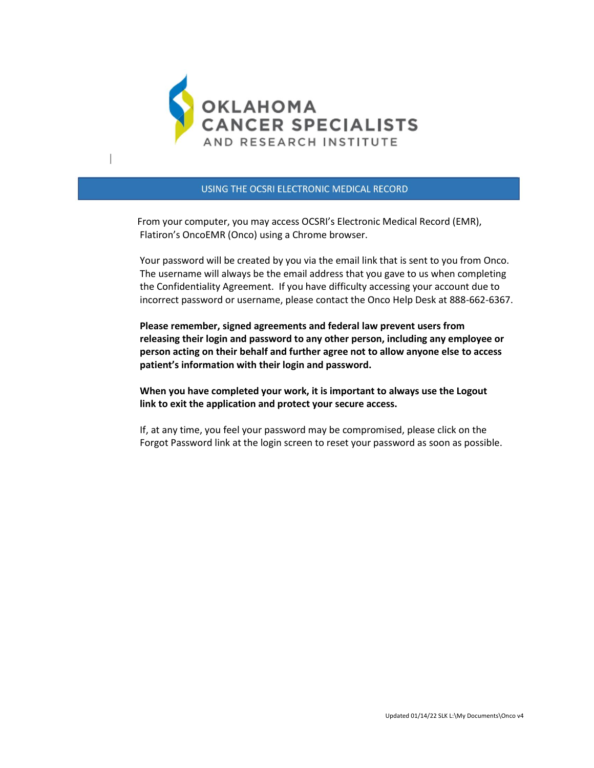# OKLAHOMA CANCER SPECIALISTS AND RESEARCH INSTITUTE

## USING THE OCSRI ELECTRONIC MEDICAL RECORD

From your computer, you may access OCSRI's Electronic Medical Record (EMR), Flatiron's OncoEMR (Onco) using a Chrome browser.

Your password will be created by you via the email link that is sent to you from Onco. The username will always be the email address that you gave to us when completing the Confidentiality Agreement. If you have difficulty accessing your account due to incorrect password or username, please contact the Onco Help Desk at 888-662-6367.

**Please remember, signed agreements and federal law prevent users from releasing their login and password to any other person, including any employee or person acting on their behalf and further agree not to allow anyone else to access patient's information with their login and password.**

**When you have completed your work, it is important to always use the Logout link to exit the application and protect your secure access.**

If, at any time, you feel your password may be compromised, please click on the Forgot Password link at the login screen to reset your password as soon as possible.

Updated 01/14/22 SLK L:\My Documents\Onco v4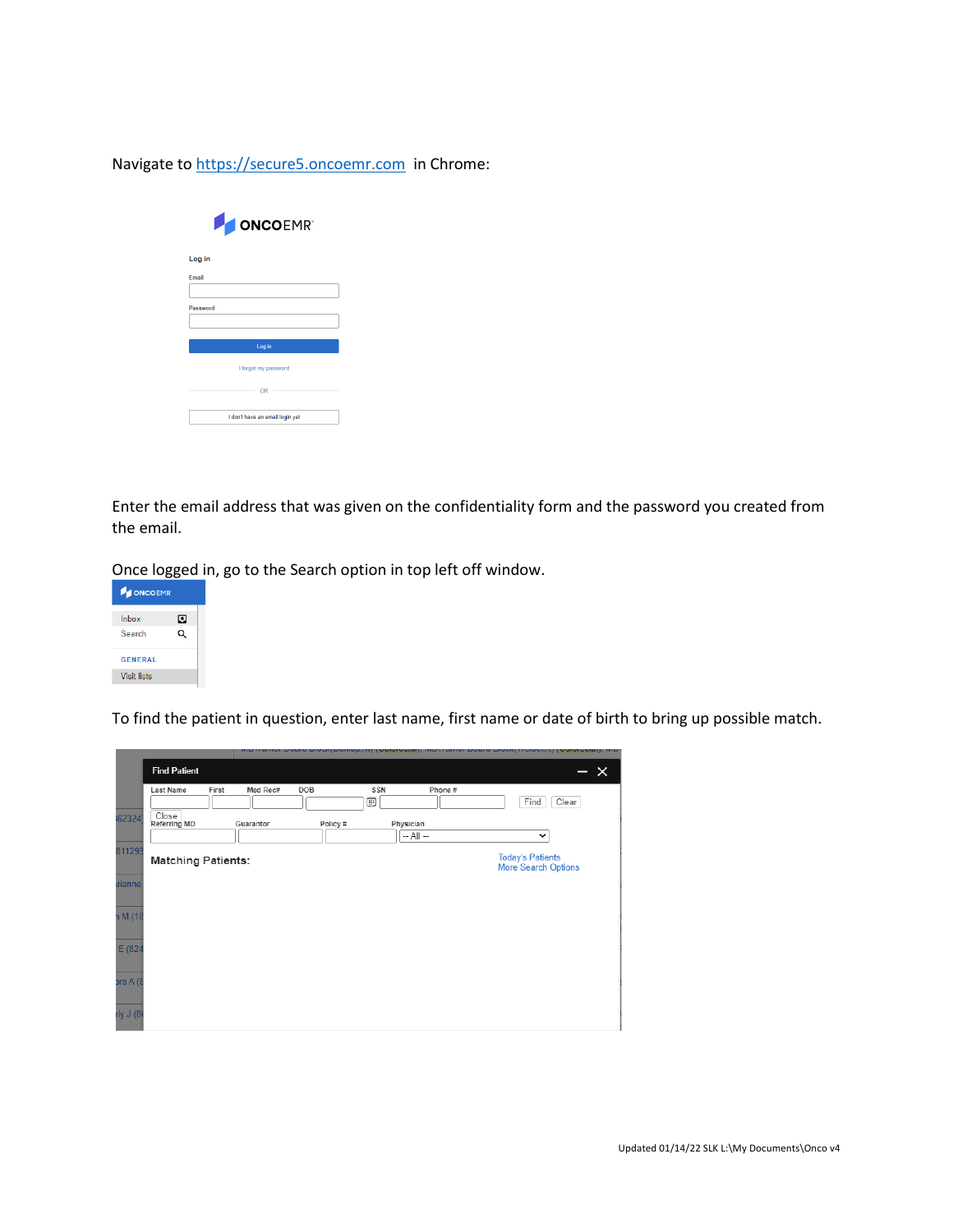Navigate to https://secure5.oncoemr.com in Chrome:

Enter the email address that was given on the confidentiality form and the password you created from the email.

Once logged in, go to the Search option in top left off window.

To find the patient in question, enter last name, first name or date of birth to bring up possible match.

Updated 01/14/22 SLK L:\My Documents\Onco v4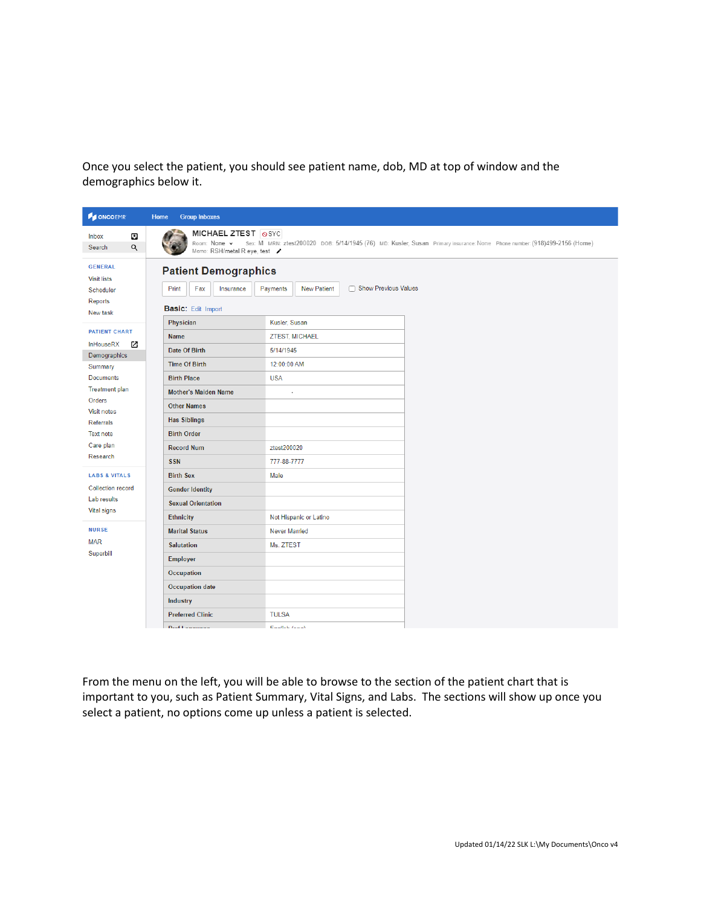Once you select the patient, you should see patient name, dob, MD at top of window and the demographics below it.

ONCOEMR Home Group Inboxes

Inbox
Search

GENERAL
Visit lists
Scheduler
Reports
New task

PATIENT CHART
InHouseRX
Demographics
Summary
Documents
Treatment plan
Orders
Visit notes
Referrals
Text note
Care plan
Research

LABS & VITALS
Collection record
Lab results
Vital signs

NURSE
MAR
Superbill

MICHAEL ZTEST SYC
Room: None Sex: M MRN: ztest200020 DOB: 5/14/1945 (76) MD: Kusler, Susan Primary insurance: None Phone number: (918)499-2156 (Home)
Memo: RSH/metal R eye, test

## Patient Demographics

Print Fax Insurance Payments New Patient Show Previous Values

**Basic:** Edit Import

| | |
|---|---|
| Physician | Kusler, Susan |
| Name | ZTEST, MICHAEL |
| Date Of Birth | 5/14/1945 |
| Time Of Birth | 12:00:00 AM |
| Birth Place | USA |
| Mother's Maiden Name | . |
| Other Names | |
| Has Siblings | |
| Birth Order | |
| Record Num | ztest200020 |
| SSN | 777-88-7777 |
| Birth Sex | Male |
| Gender Identity | |
| Sexual Orientation | |
| Ethnicity | Not Hispanic or Latino |
| Marital Status | Never Married |
| Salutation | Ms. ZTEST |
| Employer | |
| Occupation | |
| Occupation date | |
| Industry | |
| Preferred Clinic | TULSA |
| Pref Language | English (eng) |

From the menu on the left, you will be able to browse to the section of the patient chart that is important to you, such as Patient Summary, Vital Signs, and Labs. The sections will show up once you select a patient, no options come up unless a patient is selected.

Updated 01/14/22 SLK L:\My Documents\Onco v4